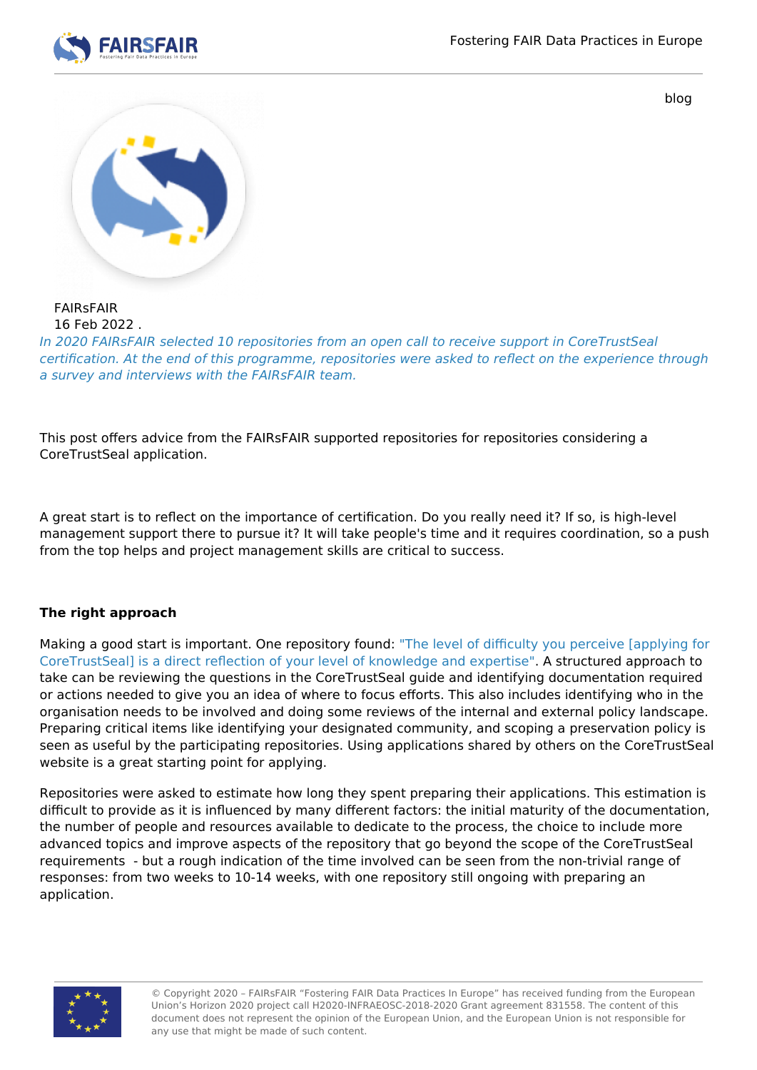blog

FAIRsFAIR
16 Feb 2022 .

*In 2020 FAIRsFAIR selected 10 repositories from an open call to receive support in CoreTrustSeal certification. At the end of this programme, repositories were asked to reflect on the experience through a survey and interviews with the FAIRsFAIR team.*

This post offers advice from the FAIRsFAIR supported repositories for repositories considering a CoreTrustSeal application.

A great start is to reflect on the importance of certification. Do you really need it? If so, is high-level management support there to pursue it? It will take people's time and it requires coordination, so a push from the top helps and project management skills are critical to success.

**The right approach**

Making a good start is important. One repository found: "The level of difficulty you perceive [applying for CoreTrustSeal] is a direct reflection of your level of knowledge and expertise". A structured approach to take can be reviewing the questions in the CoreTrustSeal guide and identifying documentation required or actions needed to give you an idea of where to focus efforts. This also includes identifying who in the organisation needs to be involved and doing some reviews of the internal and external policy landscape. Preparing critical items like identifying your designated community, and scoping a preservation policy is seen as useful by the participating repositories. Using applications shared by others on the CoreTrustSeal website is a great starting point for applying.

Repositories were asked to estimate how long they spent preparing their applications. This estimation is difficult to provide as it is influenced by many different factors: the initial maturity of the documentation, the number of people and resources available to dedicate to the process, the choice to include more advanced topics and improve aspects of the repository that go beyond the scope of the CoreTrustSeal requirements - but a rough indication of the time involved can be seen from the non-trivial range of responses: from two weeks to 10-14 weeks, with one repository still ongoing with preparing an application.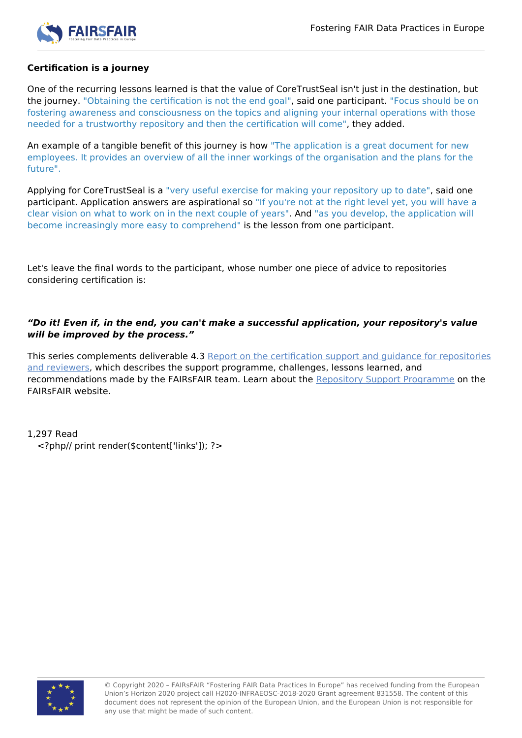**Certification is a journey**

One of the recurring lessons learned is that the value of CoreTrustSeal isn't just in the destination, but the journey. "Obtaining the certification is not the end goal", said one participant. "Focus should be on fostering awareness and consciousness on the topics and aligning your internal operations with those needed for a trustworthy repository and then the certification will come", they added.

An example of a tangible benefit of this journey is how "The application is a great document for new employees. It provides an overview of all the inner workings of the organisation and the plans for the future".

Applying for CoreTrustSeal is a "very useful exercise for making your repository up to date", said one participant. Application answers are aspirational so "If you're not at the right level yet, you will have a clear vision on what to work on in the next couple of years". And "as you develop, the application will become increasingly more easy to comprehend" is the lesson from one participant.

Let's leave the final words to the participant, whose number one piece of advice to repositories considering certification is:

***"Do it! Even if, in the end, you can't make a successful application, your repository's value will be improved by the process."***

This series complements deliverable 4.3 Report on the certification support and guidance for repositories and reviewers, which describes the support programme, challenges, lessons learned, and recommendations made by the FAIRsFAIR team. Learn about the Repository Support Programme on the FAIRsFAIR website.

1,297 Read

<?php// print render($content['links']); ?>

© Copyright 2020 – FAIRsFAIR "Fostering FAIR Data Practices In Europe" has received funding from the European Union's Horizon 2020 project call H2020-INFRAEOSC-2018-2020 Grant agreement 831558. The content of this document does not represent the opinion of the European Union, and the European Union is not responsible for any use that might be made of such content.